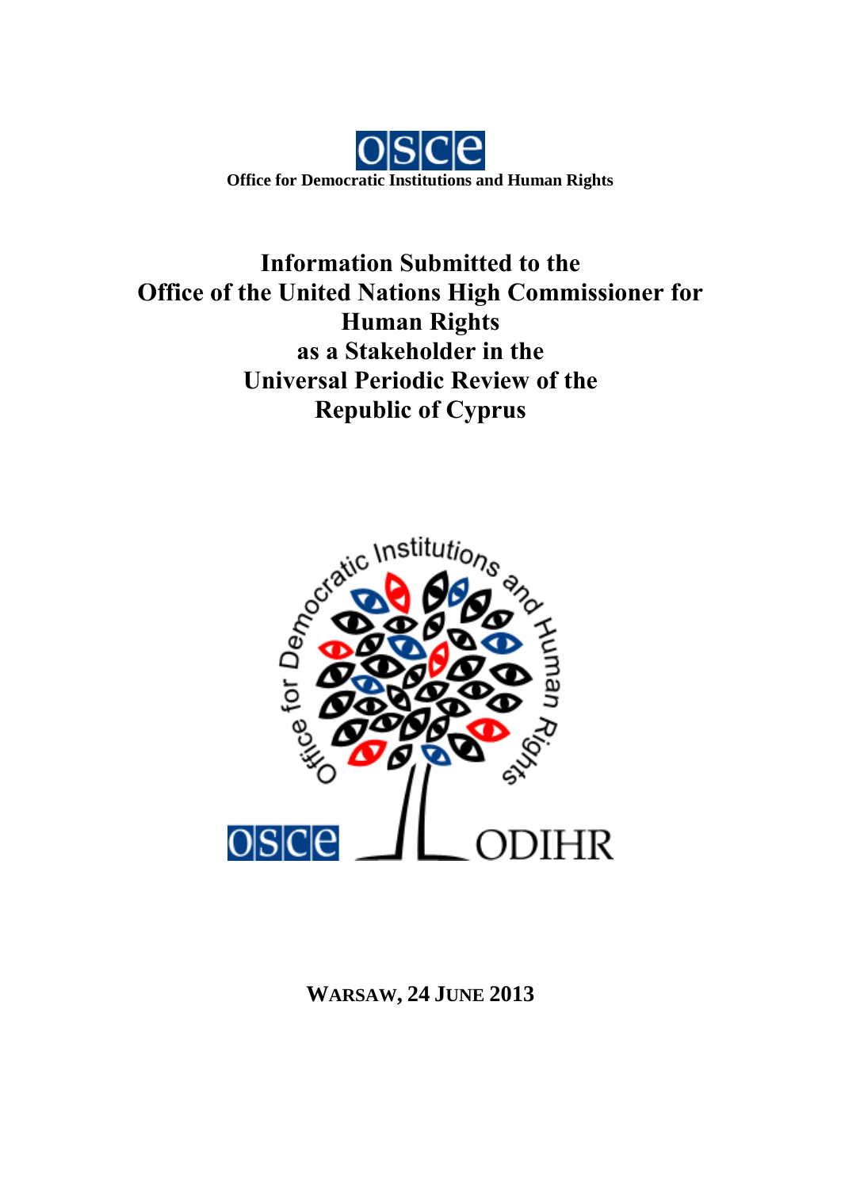Office for Democratic Institutions and Human Rights

# Information Submitted to the Office of the United Nations High Commissioner for Human Rights as a Stakeholder in the Universal Periodic Review of the Republic of Cyprus

**WARSAW, 24 JUNE 2013**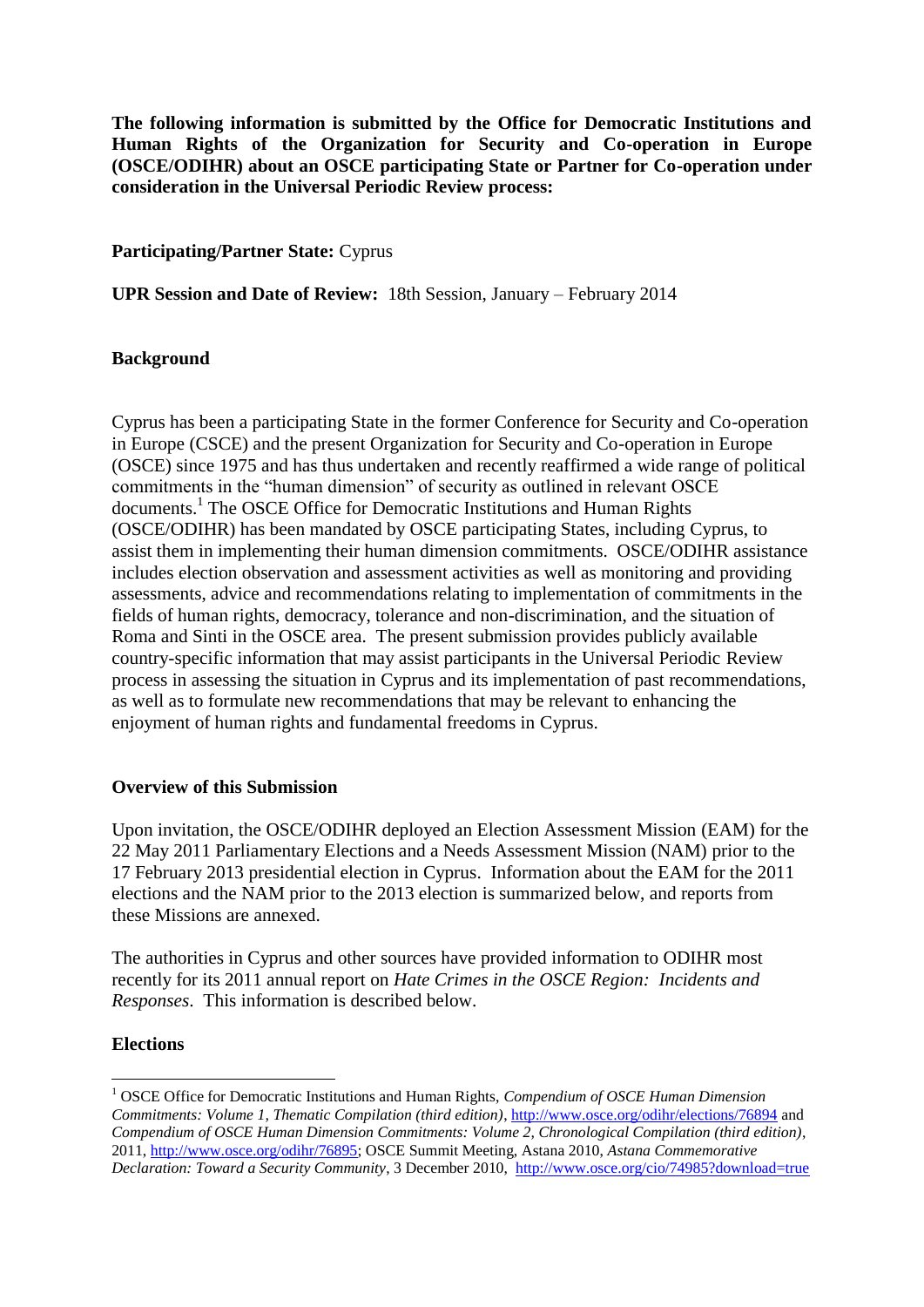**The following information is submitted by the Office for Democratic Institutions and Human Rights of the Organization for Security and Co-operation in Europe (OSCE/ODIHR) about an OSCE participating State or Partner for Co-operation under consideration in the Universal Periodic Review process:**

**Participating/Partner State:** Cyprus

**UPR Session and Date of Review:** 18th Session, January – February 2014

**Background**

Cyprus has been a participating State in the former Conference for Security and Co-operation in Europe (CSCE) and the present Organization for Security and Co-operation in Europe (OSCE) since 1975 and has thus undertaken and recently reaffirmed a wide range of political commitments in the "human dimension" of security as outlined in relevant OSCE documents.[1] The OSCE Office for Democratic Institutions and Human Rights (OSCE/ODIHR) has been mandated by OSCE participating States, including Cyprus, to assist them in implementing their human dimension commitments. OSCE/ODIHR assistance includes election observation and assessment activities as well as monitoring and providing assessments, advice and recommendations relating to implementation of commitments in the fields of human rights, democracy, tolerance and non-discrimination, and the situation of Roma and Sinti in the OSCE area. The present submission provides publicly available country-specific information that may assist participants in the Universal Periodic Review process in assessing the situation in Cyprus and its implementation of past recommendations, as well as to formulate new recommendations that may be relevant to enhancing the enjoyment of human rights and fundamental freedoms in Cyprus.

**Overview of this Submission**

Upon invitation, the OSCE/ODIHR deployed an Election Assessment Mission (EAM) for the 22 May 2011 Parliamentary Elections and a Needs Assessment Mission (NAM) prior to the 17 February 2013 presidential election in Cyprus. Information about the EAM for the 2011 elections and the NAM prior to the 2013 election is summarized below, and reports from these Missions are annexed.

The authorities in Cyprus and other sources have provided information to ODIHR most recently for its 2011 annual report on *Hate Crimes in the OSCE Region: Incidents and Responses*. This information is described below.

**Elections**

[1] OSCE Office for Democratic Institutions and Human Rights, *Compendium of OSCE Human Dimension Commitments: Volume 1, Thematic Compilation (third edition)*, http://www.osce.org/odihr/elections/76894 and *Compendium of OSCE Human Dimension Commitments: Volume 2, Chronological Compilation (third edition)*, 2011, http://www.osce.org/odihr/76895; OSCE Summit Meeting, Astana 2010, *Astana Commemorative Declaration: Toward a Security Community*, 3 December 2010, http://www.osce.org/cio/74985?download=true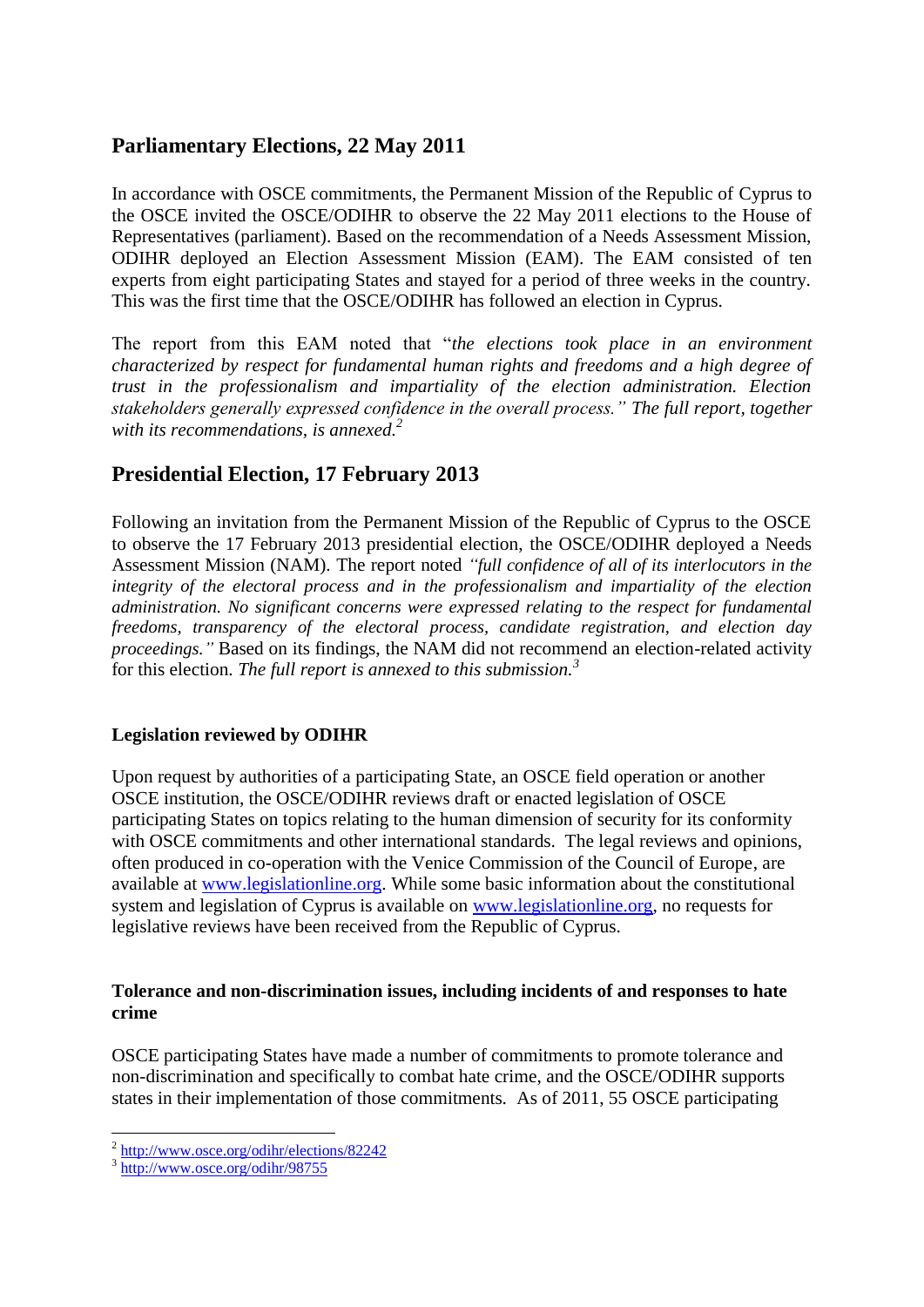## Parliamentary Elections, 22 May 2011

In accordance with OSCE commitments, the Permanent Mission of the Republic of Cyprus to the OSCE invited the OSCE/ODIHR to observe the 22 May 2011 elections to the House of Representatives (parliament). Based on the recommendation of a Needs Assessment Mission, ODIHR deployed an Election Assessment Mission (EAM). The EAM consisted of ten experts from eight participating States and stayed for a period of three weeks in the country. This was the first time that the OSCE/ODIHR has followed an election in Cyprus.

The report from this EAM noted that "*the elections took place in an environment characterized by respect for fundamental human rights and freedoms and a high degree of trust in the professionalism and impartiality of the election administration. Election stakeholders generally expressed confidence in the overall process." The full report, together with its recommendations, is annexed.*[2]

## Presidential Election, 17 February 2013

Following an invitation from the Permanent Mission of the Republic of Cyprus to the OSCE to observe the 17 February 2013 presidential election, the OSCE/ODIHR deployed a Needs Assessment Mission (NAM). The report noted *"full confidence of all of its interlocutors in the integrity of the electoral process and in the professionalism and impartiality of the election administration. No significant concerns were expressed relating to the respect for fundamental freedoms, transparency of the electoral process, candidate registration, and election day proceedings."* Based on its findings, the NAM did not recommend an election-related activity for this election. *The full report is annexed to this submission.*[3]

### Legislation reviewed by ODIHR

Upon request by authorities of a participating State, an OSCE field operation or another OSCE institution, the OSCE/ODIHR reviews draft or enacted legislation of OSCE participating States on topics relating to the human dimension of security for its conformity with OSCE commitments and other international standards. The legal reviews and opinions, often produced in co-operation with the Venice Commission of the Council of Europe, are available at www.legislationline.org. While some basic information about the constitutional system and legislation of Cyprus is available on www.legislationline.org, no requests for legislative reviews have been received from the Republic of Cyprus.

### Tolerance and non-discrimination issues, including incidents of and responses to hate crime

OSCE participating States have made a number of commitments to promote tolerance and non-discrimination and specifically to combat hate crime, and the OSCE/ODIHR supports states in their implementation of those commitments. As of 2011, 55 OSCE participating

---

[2] http://www.osce.org/odihr/elections/82242

[3] http://www.osce.org/odihr/98755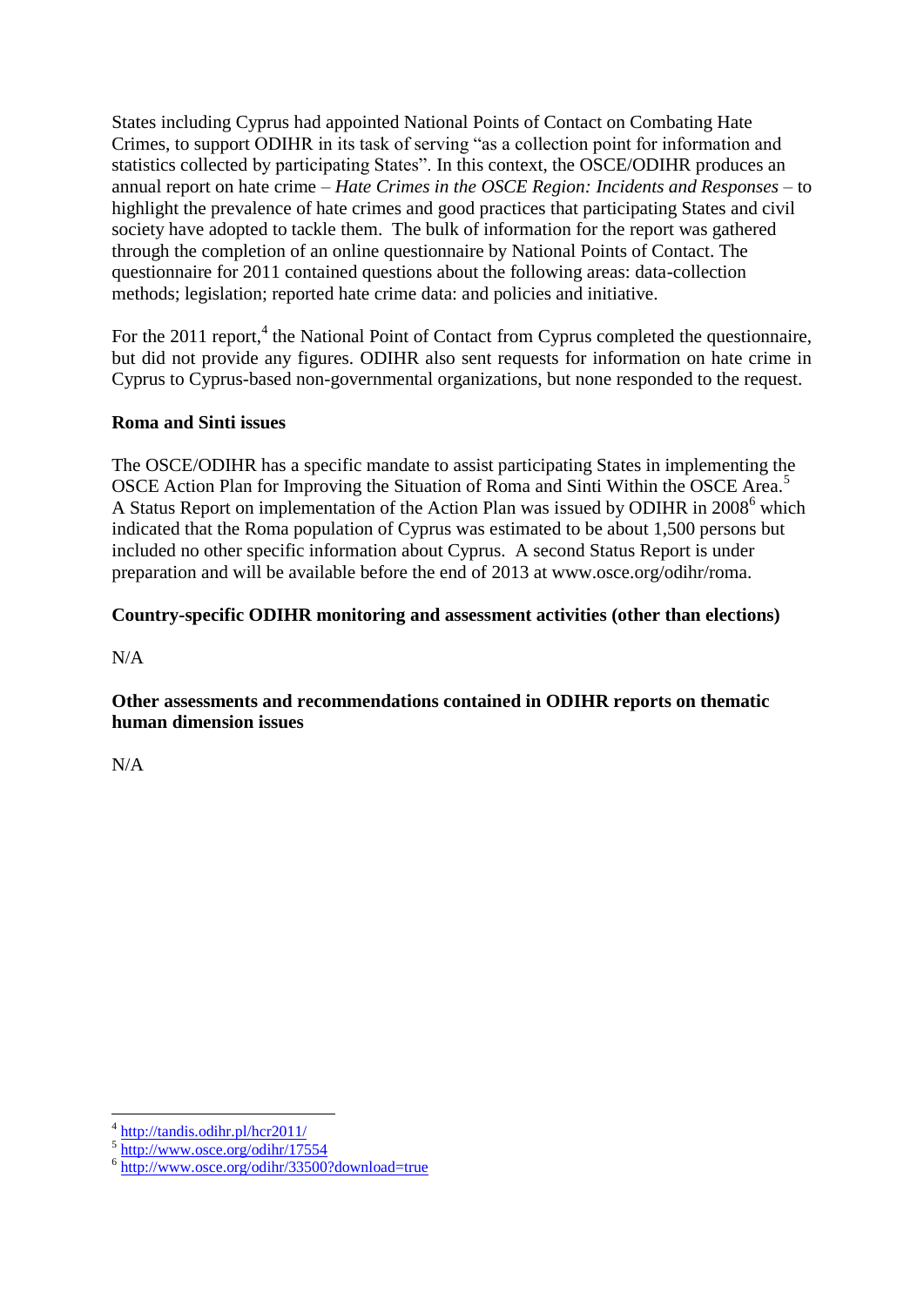States including Cyprus had appointed National Points of Contact on Combating Hate Crimes, to support ODIHR in its task of serving "as a collection point for information and statistics collected by participating States". In this context, the OSCE/ODIHR produces an annual report on hate crime – *Hate Crimes in the OSCE Region: Incidents and Responses* – to highlight the prevalence of hate crimes and good practices that participating States and civil society have adopted to tackle them. The bulk of information for the report was gathered through the completion of an online questionnaire by National Points of Contact. The questionnaire for 2011 contained questions about the following areas: data-collection methods; legislation; reported hate crime data: and policies and initiative.

For the 2011 report,[4] the National Point of Contact from Cyprus completed the questionnaire, but did not provide any figures. ODIHR also sent requests for information on hate crime in Cyprus to Cyprus-based non-governmental organizations, but none responded to the request.

**Roma and Sinti issues**

The OSCE/ODIHR has a specific mandate to assist participating States in implementing the OSCE Action Plan for Improving the Situation of Roma and Sinti Within the OSCE Area.[5] A Status Report on implementation of the Action Plan was issued by ODIHR in 2008[6] which indicated that the Roma population of Cyprus was estimated to be about 1,500 persons but included no other specific information about Cyprus. A second Status Report is under preparation and will be available before the end of 2013 at www.osce.org/odihr/roma.

**Country-specific ODIHR monitoring and assessment activities (other than elections)**

N/A

**Other assessments and recommendations contained in ODIHR reports on thematic human dimension issues**

N/A

---

[4] http://tandis.odihr.pl/hcr2011/

[5] http://www.osce.org/odihr/17554

[6] http://www.osce.org/odihr/33500?download=true